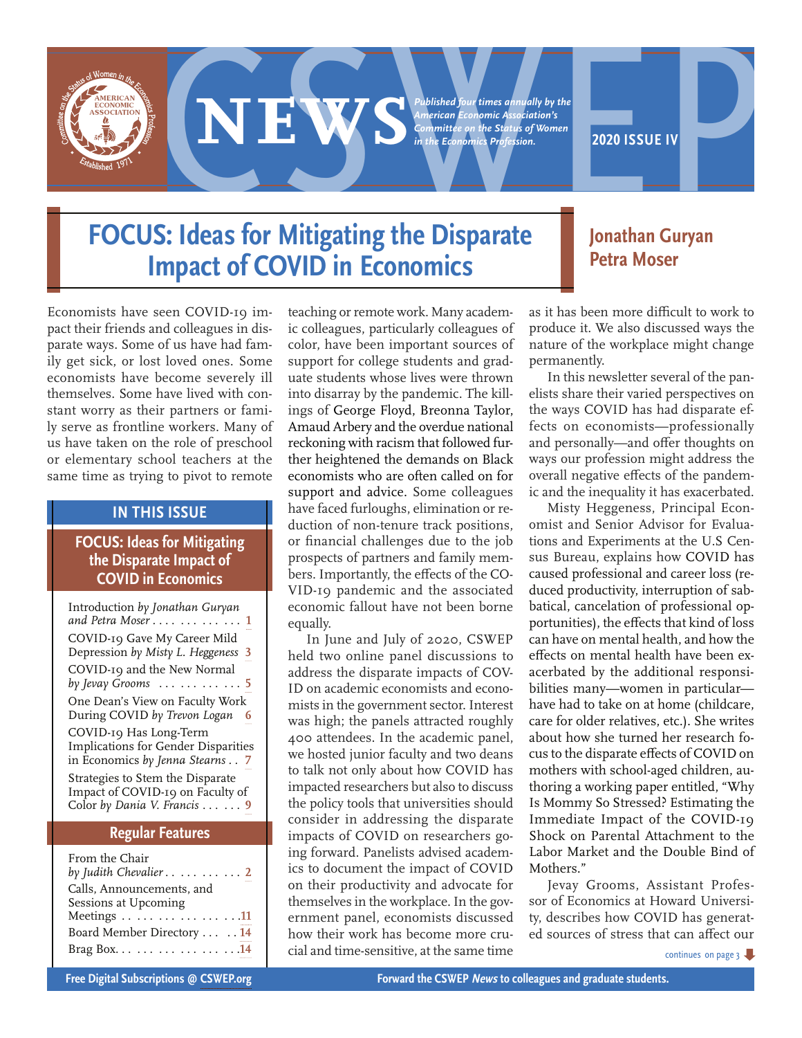# CSWEP NEWS

*Published four times annually by the American Economic Association's Committee on the Status of Women in the Economics Profession.*

**2020 ISSUE IV**

## FOCUS: Ideas for Mitigating the Disparate Impact of COVID in Economics

**Jonathan Guryan**
**Petra Moser**

Economists have seen COVID-19 impact their friends and colleagues in disparate ways. Some of us have had family get sick, or lost loved ones. Some economists have become severely ill themselves. Some have lived with constant worry as their partners or family serve as frontline workers. Many of us have taken on the role of preschool or elementary school teachers at the same time as trying to pivot to remote teaching or remote work. Many academic colleagues, particularly colleagues of color, have been important sources of support for college students and graduate students whose lives were thrown into disarray by the pandemic. The killings of George Floyd, Breonna Taylor, Amaud Arbery and the overdue national reckoning with racism that followed further heightened the demands on Black economists who are often called on for support and advice. Some colleagues have faced furloughs, elimination or reduction of non-tenure track positions, or financial challenges due to the job prospects of partners and family members. Importantly, the effects of the COVID-19 pandemic and the associated economic fallout have not been borne equally.

In June and July of 2020, CSWEP held two online panel discussions to address the disparate impacts of COVID on academic economists and economists in the government sector. Interest was high; the panels attracted roughly 400 attendees. In the academic panel, we hosted junior faculty and two deans to talk not only about how COVID has impacted researchers but also to discuss the policy tools that universities should consider in addressing the disparate impacts of COVID on researchers going forward. Panelists advised academics to document the impact of COVID on their productivity and advocate for themselves in the workplace. In the government panel, economists discussed how their work has become more crucial and time-sensitive, at the same time as it has been more difficult to work to produce it. We also discussed ways the nature of the workplace might change permanently.

In this newsletter several of the panelists share their varied perspectives on the ways COVID has had disparate effects on economists—professionally and personally—and offer thoughts on ways our profession might address the overall negative effects of the pandemic and the inequality it has exacerbated.

Misty Heggeness, Principal Economist and Senior Advisor for Evaluations and Experiments at the U.S Census Bureau, explains how COVID has caused professional and career loss (reduced productivity, interruption of sabbatical, cancelation of professional opportunities), the effects that kind of loss can have on mental health, and how the effects on mental health have been exacerbated by the additional responsibilities many—women in particular—have had to take on at home (childcare, care for older relatives, etc.). She writes about how she turned her research focus to the disparate effects of COVID on mothers with school-aged children, authoring a working paper entitled, "Why Is Mommy So Stressed? Estimating the Immediate Impact of the COVID-19 Shock on Parental Attachment to the Labor Market and the Double Bind of Mothers."

Jevay Grooms, Assistant Professor of Economics at Howard University, describes how COVID has generated sources of stress that can affect our

continues on page 3

### IN THIS ISSUE

**FOCUS: Ideas for Mitigating the Disparate Impact of COVID in Economics**

- Introduction *by Jonathan Guryan and Petra Moser* . . . 1
- COVID-19 Gave My Career Mild Depression *by Misty L. Heggeness* . . . 3
- COVID-19 and the New Normal *by Jevay Grooms* . . . 5
- One Dean's View on Faculty Work During COVID *by Trevon Logan* . . . 6
- COVID-19 Has Long-Term Implications for Gender Disparities in Economics *by Jenna Stearns* . . . 7
- Strategies to Stem the Disparate Impact of COVID-19 on Faculty of Color *by Dania V. Francis* . . . 9

**Regular Features**

- From the Chair *by Judith Chevalier* . . . 2
- Calls, Announcements, and Sessions at Upcoming Meetings . . . 11
- Board Member Directory . . . 14
- Brag Box . . . 14

Free Digital Subscriptions @ CSWEP.org

Forward the CSWEP *News* to colleagues and graduate students.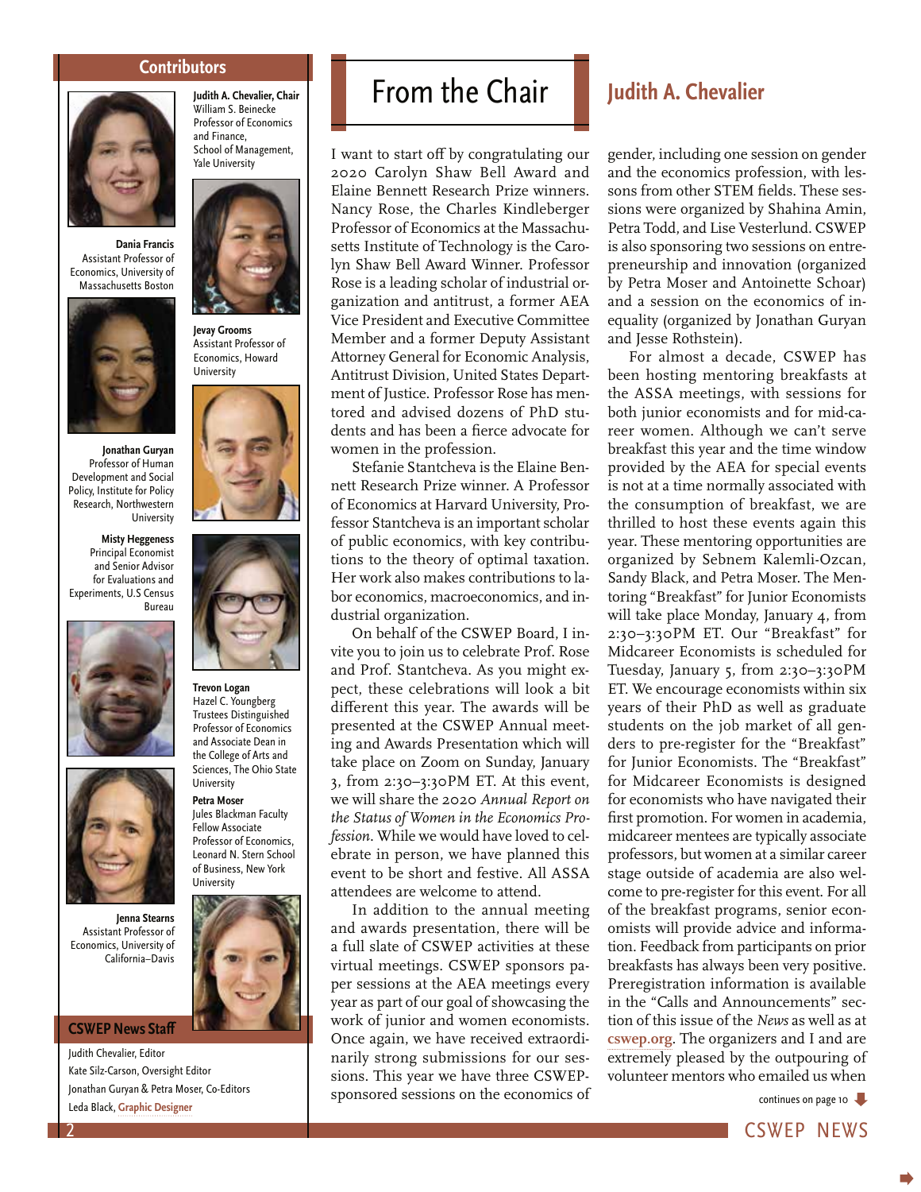## Contributors

**Judith A. Chevalier, Chair**
William S. Beinecke Professor of Economics and Finance, School of Management, Yale University

**Dania Francis**
Assistant Professor of Economics, University of Massachusetts Boston

**Jevay Grooms**
Assistant Professor of Economics, Howard University

**Jonathan Guryan**
Professor of Human Development and Social Policy, Institute for Policy Research, Northwestern University

**Misty Heggeness**
Principal Economist and Senior Advisor for Evaluations and Experiments, U.S Census Bureau

**Trevon Logan**
Hazel C. Youngberg Trustees Distinguished Professor of Economics and Associate Dean in the College of Arts and Sciences, The Ohio State University

**Petra Moser**
Jules Blackman Faculty Fellow Associate Professor of Economics, Leonard N. Stern School of Business, New York University

**Jenna Stearns**
Assistant Professor of Economics, University of California–Davis

## CSWEP News Staff

Judith Chevalier, Editor
Kate Silz-Carson, Oversight Editor
Jonathan Guryan & Petra Moser, Co-Editors
Leda Black, Graphic Designer

# From the Chair

## Judith A. Chevalier

I want to start off by congratulating our 2020 Carolyn Shaw Bell Award and Elaine Bennett Research Prize winners. Nancy Rose, the Charles Kindleberger Professor of Economics at the Massachusetts Institute of Technology is the Carolyn Shaw Bell Award Winner. Professor Rose is a leading scholar of industrial organization and antitrust, a former AEA Vice President and Executive Committee Member and a former Deputy Assistant Attorney General for Economic Analysis, Antitrust Division, United States Department of Justice. Professor Rose has mentored and advised dozens of PhD students and has been a fierce advocate for women in the profession.

Stefanie Stantcheva is the Elaine Bennett Research Prize winner. A Professor of Economics at Harvard University, Professor Stantcheva is an important scholar of public economics, with key contributions to the theory of optimal taxation. Her work also makes contributions to labor economics, macroeconomics, and industrial organization.

On behalf of the CSWEP Board, I invite you to join us to celebrate Prof. Rose and Prof. Stantcheva. As you might expect, these celebrations will look a bit different this year. The awards will be presented at the CSWEP Annual meeting and Awards Presentation which will take place on Zoom on Sunday, January 3, from 2:30–3:30PM ET. At this event, we will share the 2020 *Annual Report on the Status of Women in the Economics Profession*. While we would have loved to celebrate in person, we have planned this event to be short and festive. All ASSA attendees are welcome to attend.

In addition to the annual meeting and awards presentation, there will be a full slate of CSWEP activities at these virtual meetings. CSWEP sponsors paper sessions at the AEA meetings every year as part of our goal of showcasing the work of junior and women economists. Once again, we have received extraordinarily strong submissions for our sessions. This year we have three CSWEP-sponsored sessions on the economics of gender, including one session on gender and the economics profession, with lessons from other STEM fields. These sessions were organized by Shahina Amin, Petra Todd, and Lise Vesterlund. CSWEP is also sponsoring two sessions on entrepreneurship and innovation (organized by Petra Moser and Antoinette Schoar) and a session on the economics of inequality (organized by Jonathan Guryan and Jesse Rothstein).

For almost a decade, CSWEP has been hosting mentoring breakfasts at the ASSA meetings, with sessions for both junior economists and for mid-career women. Although we can't serve breakfast this year and the time window provided by the AEA for special events is not at a time normally associated with the consumption of breakfast, we are thrilled to host these events again this year. These mentoring opportunities are organized by Sebnem Kalemli-Ozcan, Sandy Black, and Petra Moser. The Mentoring "Breakfast" for Junior Economists will take place Monday, January 4, from 2:30–3:30PM ET. Our "Breakfast" for Midcareer Economists is scheduled for Tuesday, January 5, from 2:30–3:30PM ET. We encourage economists within six years of their PhD as well as graduate students on the job market of all genders to pre-register for the "Breakfast" for Junior Economists. The "Breakfast" for Midcareer Economists is designed for economists who have navigated their first promotion. For women in academia, midcareer mentees are typically associate professors, but women at a similar career stage outside of academia are also welcome to pre-register for this event. For all of the breakfast programs, senior economists will provide advice and information. Feedback from participants on prior breakfasts has always been very positive. Preregistration information is available in the "Calls and Announcements" section of this issue of the *News* as well as at cswep.org. The organizers and I and are extremely pleased by the outpouring of volunteer mentors who emailed us when

continues on page 10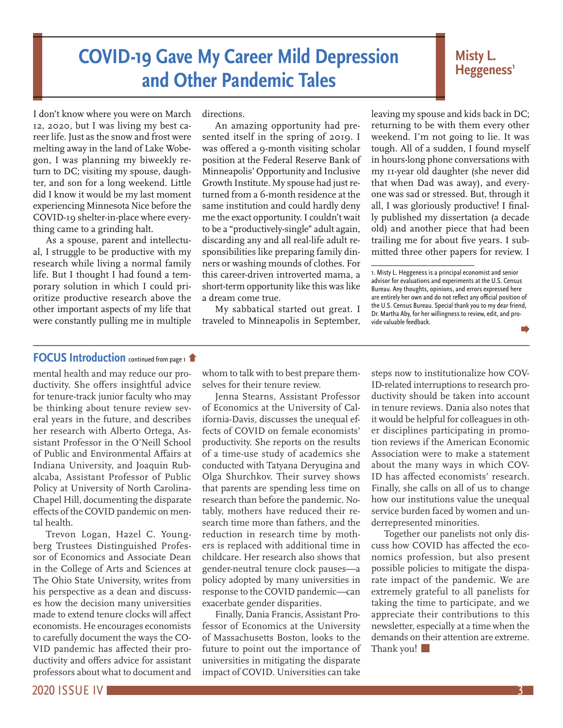# COVID-19 Gave My Career Mild Depression and Other Pandemic Tales

**Misty L. Heggeness[1]**

I don't know where you were on March 12, 2020, but I was living my best career life. Just as the snow and frost were melting away in the land of Lake Wobegon, I was planning my biweekly return to DC; visiting my spouse, daughter, and son for a long weekend. Little did I know it would be my last moment experiencing Minnesota Nice before the COVID-19 shelter-in-place where everything came to a grinding halt.

As a spouse, parent and intellectual, I struggle to be productive with my research while living a normal family life. But I thought I had found a temporary solution in which I could prioritize productive research above the other important aspects of my life that were constantly pulling me in multiple directions.

An amazing opportunity had presented itself in the spring of 2019. I was offered a 9-month visiting scholar position at the Federal Reserve Bank of Minneapolis' Opportunity and Inclusive Growth Institute. My spouse had just returned from a 6-month residence at the same institution and could hardly deny me the exact opportunity. I couldn't wait to be a "productively-single" adult again, discarding any and all real-life adult responsibilities like preparing family dinners or washing mounds of clothes. For this career-driven introverted mama, a short-term opportunity like this was like a dream come true.

My sabbatical started out great. I traveled to Minneapolis in September, leaving my spouse and kids back in DC; returning to be with them every other weekend. I'm not going to lie. It was tough. All of a sudden, I found myself in hours-long phone conversations with my 11-year old daughter (she never did that when Dad was away), and everyone was sad or stressed. But, through it all, I was gloriously productive! I finally published my dissertation (a decade old) and another piece that had been trailing me for about five years. I submitted three other papers for review. I

1. Misty L. Heggeness is a principal economist and senior advisor for evaluations and experiments at the U.S. Census Bureau. Any thoughts, opinions, and errors expressed here are entirely her own and do not reflect any official position of the U.S. Census Bureau. Special thank you to my dear friend, Dr. Martha Aby, for her willingness to review, edit, and provide valuable feedback.

---

**FOCUS Introduction** continued from page 1

mental health and may reduce our productivity. She offers insightful advice for tenure-track junior faculty who may be thinking about tenure review several years in the future, and describes her research with Alberto Ortega, Assistant Professor in the O'Neill School of Public and Environmental Affairs at Indiana University, and Joaquin Rubalcaba, Assistant Professor of Public Policy at University of North Carolina-Chapel Hill, documenting the disparate effects of the COVID pandemic on mental health.

Trevon Logan, Hazel C. Youngberg Trustees Distinguished Professor of Economics and Associate Dean in the College of Arts and Sciences at The Ohio State University, writes from his perspective as a dean and discusses how the decision many universities made to extend tenure clocks will affect economists. He encourages economists to carefully document the ways the COVID pandemic has affected their productivity and offers advice for assistant professors about what to document and whom to talk with to best prepare themselves for their tenure review.

Jenna Stearns, Assistant Professor of Economics at the University of California-Davis, discusses the unequal effects of COVID on female economists' productivity. She reports on the results of a time-use study of academics she conducted with Tatyana Deryugina and Olga Shurchkov. Their survey shows that parents are spending less time on research than before the pandemic. Notably, mothers have reduced their research time more than fathers, and the reduction in research time by mothers is replaced with additional time in childcare. Her research also shows that gender-neutral tenure clock pauses—a policy adopted by many universities in response to the COVID pandemic—can exacerbate gender disparities.

Finally, Dania Francis, Assistant Professor of Economics at the University of Massachusetts Boston, looks to the future to point out the importance of universities in mitigating the disparate impact of COVID. Universities can take steps now to institutionalize how COVID-related interruptions to research productivity should be taken into account in tenure reviews. Dania also notes that it would be helpful for colleagues in other disciplines participating in promotion reviews if the American Economic Association were to make a statement about the many ways in which COVID has affected economists' research. Finally, she calls on all of us to change how our institutions value the unequal service burden faced by women and underrepresented minorities.

Together our panelists not only discuss how COVID has affected the economics profession, but also present possible policies to mitigate the disparate impact of the pandemic. We are extremely grateful to all panelists for taking the time to participate, and we appreciate their contributions to this newsletter, especially at a time when the demands on their attention are extreme. Thank you!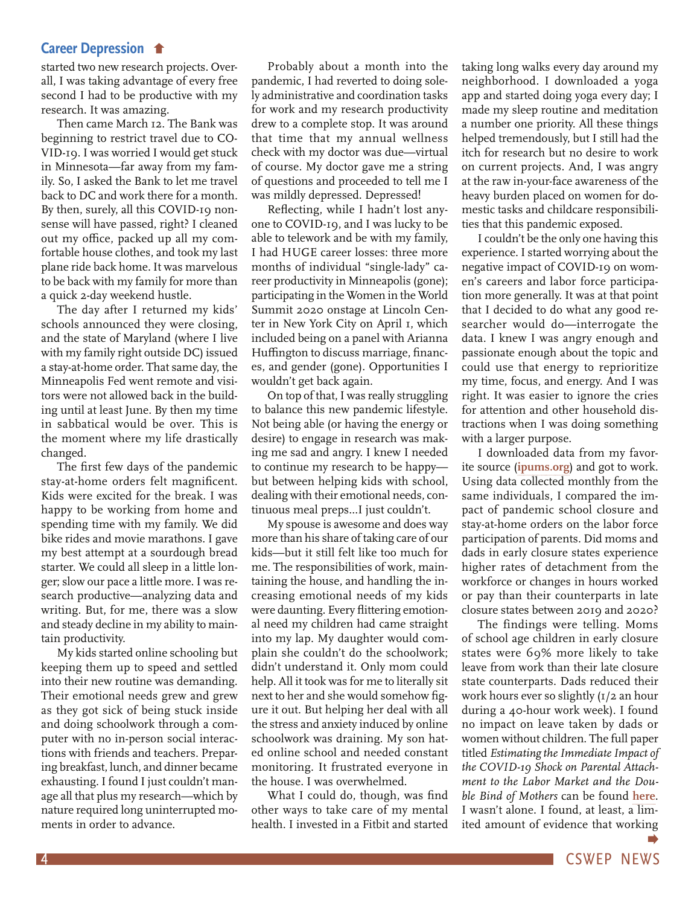## Career Depression

started two new research projects. Overall, I was taking advantage of every free second I had to be productive with my research. It was amazing.

Then came March 12. The Bank was beginning to restrict travel due to COVID-19. I was worried I would get stuck in Minnesota—far away from my family. So, I asked the Bank to let me travel back to DC and work there for a month. By then, surely, all this COVID-19 nonsense will have passed, right? I cleaned out my office, packed up all my comfortable house clothes, and took my last plane ride back home. It was marvelous to be back with my family for more than a quick 2-day weekend hustle.

The day after I returned my kids' schools announced they were closing, and the state of Maryland (where I live with my family right outside DC) issued a stay-at-home order. That same day, the Minneapolis Fed went remote and visitors were not allowed back in the building until at least June. By then my time in sabbatical would be over. This is the moment where my life drastically changed.

The first few days of the pandemic stay-at-home orders felt magnificent. Kids were excited for the break. I was happy to be working from home and spending time with my family. We did bike rides and movie marathons. I gave my best attempt at a sourdough bread starter. We could all sleep in a little longer; slow our pace a little more. I was research productive—analyzing data and writing. But, for me, there was a slow and steady decline in my ability to maintain productivity.

My kids started online schooling but keeping them up to speed and settled into their new routine was demanding. Their emotional needs grew and grew as they got sick of being stuck inside and doing schoolwork through a computer with no in-person social interactions with friends and teachers. Preparing breakfast, lunch, and dinner became exhausting. I found I just couldn't manage all that plus my research—which by nature required long uninterrupted moments in order to advance.

Probably about a month into the pandemic, I had reverted to doing solely administrative and coordination tasks for work and my research productivity drew to a complete stop. It was around that time that my annual wellness check with my doctor was due—virtual of course. My doctor gave me a string of questions and proceeded to tell me I was mildly depressed. Depressed!

Reflecting, while I hadn't lost anyone to COVID-19, and I was lucky to be able to telework and be with my family, I had HUGE career losses: three more months of individual "single-lady" career productivity in Minneapolis (gone); participating in the Women in the World Summit 2020 onstage at Lincoln Center in New York City on April 1, which included being on a panel with Arianna Huffington to discuss marriage, finances, and gender (gone). Opportunities I wouldn't get back again.

On top of that, I was really struggling to balance this new pandemic lifestyle. Not being able (or having the energy or desire) to engage in research was making me sad and angry. I knew I needed to continue my research to be happy—but between helping kids with school, dealing with their emotional needs, continuous meal preps…I just couldn't.

My spouse is awesome and does way more than his share of taking care of our kids—but it still felt like too much for me. The responsibilities of work, maintaining the house, and handling the increasing emotional needs of my kids were daunting. Every flittering emotional need my children had came straight into my lap. My daughter would complain she couldn't do the schoolwork; didn't understand it. Only mom could help. All it took was for me to literally sit next to her and she would somehow figure it out. But helping her deal with all the stress and anxiety induced by online schoolwork was draining. My son hated online school and needed constant monitoring. It frustrated everyone in the house. I was overwhelmed.

What I could do, though, was find other ways to take care of my mental health. I invested in a Fitbit and started taking long walks every day around my neighborhood. I downloaded a yoga app and started doing yoga every day; I made my sleep routine and meditation a number one priority. All these things helped tremendously, but I still had the itch for research but no desire to work on current projects. And, I was angry at the raw in-your-face awareness of the heavy burden placed on women for domestic tasks and childcare responsibilities that this pandemic exposed.

I couldn't be the only one having this experience. I started worrying about the negative impact of COVID-19 on women's careers and labor force participation more generally. It was at that point that I decided to do what any good researcher would do—interrogate the data. I knew I was angry enough and passionate enough about the topic and could use that energy to reprioritize my time, focus, and energy. And I was right. It was easier to ignore the cries for attention and other household distractions when I was doing something with a larger purpose.

I downloaded data from my favorite source (**ipums.org**) and got to work. Using data collected monthly from the same individuals, I compared the impact of pandemic school closure and stay-at-home orders on the labor force participation of parents. Did moms and dads in early closure states experience higher rates of detachment from the workforce or changes in hours worked or pay than their counterparts in late closure states between 2019 and 2020?

The findings were telling. Moms of school age children in early closure states were 69% more likely to take leave from work than their late closure state counterparts. Dads reduced their work hours ever so slightly (1/2 an hour during a 40-hour work week). I found no impact on leave taken by dads or women without children. The full paper titled *Estimating the Immediate Impact of the COVID-19 Shock on Parental Attachment to the Labor Market and the Double Bind of Mothers* can be found **here**. I wasn't alone. I found, at least, a limited amount of evidence that working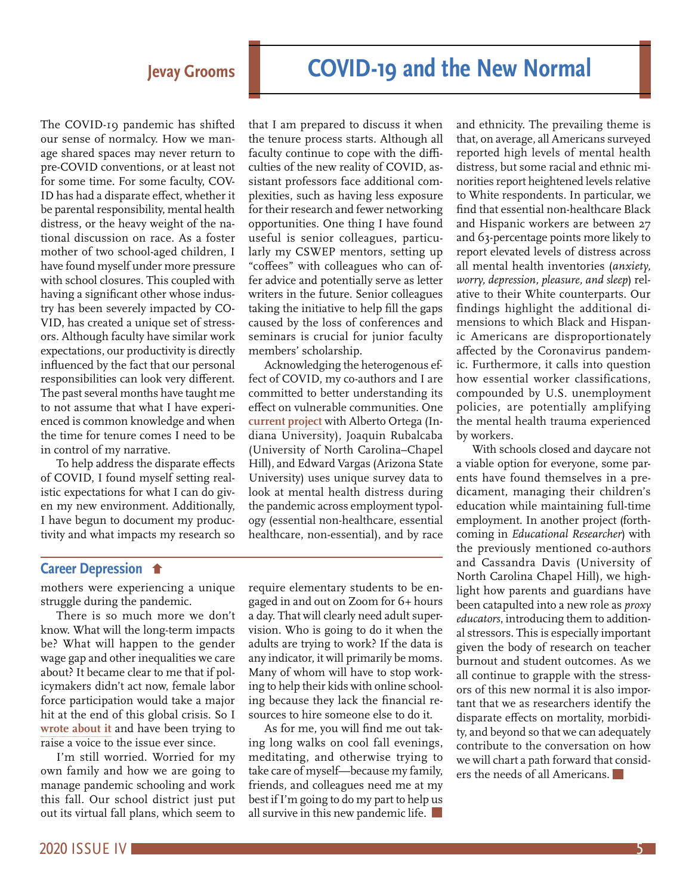## COVID-19 and the New Normal

### Jevay Grooms

The COVID-19 pandemic has shifted our sense of normalcy. How we manage shared spaces may never return to pre-COVID conventions, or at least not for some time. For some faculty, COVID has had a disparate effect, whether it be parental responsibility, mental health distress, or the heavy weight of the national discussion on race. As a foster mother of two school-aged children, I have found myself under more pressure with school closures. This coupled with having a significant other whose industry has been severely impacted by COVID, has created a unique set of stressors. Although faculty have similar work expectations, our productivity is directly influenced by the fact that our personal responsibilities can look very different. The past several months have taught me to not assume that what I have experienced is common knowledge and when the time for tenure comes I need to be in control of my narrative.

To help address the disparate effects of COVID, I found myself setting realistic expectations for what I can do given my new environment. Additionally, I have begun to document my productivity and what impacts my research so that I am prepared to discuss it when the tenure process starts. Although all faculty continue to cope with the difficulties of the new reality of COVID, assistant professors face additional complexities, such as having less exposure for their research and fewer networking opportunities. One thing I have found useful is senior colleagues, particularly my CSWEP mentors, setting up "coffees" with colleagues who can offer advice and potentially serve as letter writers in the future. Senior colleagues taking the initiative to help fill the gaps caused by the loss of conferences and seminars is crucial for junior faculty members' scholarship.

Acknowledging the heterogenous effect of COVID, my co-authors and I are committed to better understanding its effect on vulnerable communities. One **current project** with Alberto Ortega (Indiana University), Joaquin Rubalcaba (University of North Carolina–Chapel Hill), and Edward Vargas (Arizona State University) uses unique survey data to look at mental health distress during the pandemic across employment typology (essential non-healthcare, essential healthcare, non-essential), and by race and ethnicity. The prevailing theme is that, on average, all Americans surveyed reported high levels of mental health distress, but some racial and ethnic minorities report heightened levels relative to White respondents. In particular, we find that essential non-healthcare Black and Hispanic workers are between 27 and 63-percentage points more likely to report elevated levels of distress across all mental health inventories (*anxiety, worry, depression, pleasure, and sleep*) relative to their White counterparts. Our findings highlight the additional dimensions to which Black and Hispanic Americans are disproportionately affected by the Coronavirus pandemic. Furthermore, it calls into question how essential worker classifications, compounded by U.S. unemployment policies, are potentially amplifying the mental health trauma experienced by workers.

With schools closed and daycare not a viable option for everyone, some parents have found themselves in a predicament, managing their children's education while maintaining full-time employment. In another project (forthcoming in *Educational Researcher*) with the previously mentioned co-authors and Cassandra Davis (University of North Carolina Chapel Hill), we highlight how parents and guardians have been catapulted into a new role as *proxy educators*, introducing them to additional stressors. This is especially important given the body of research on teacher burnout and student outcomes. As we all continue to grapple with the stressors of this new normal it is also important that we as researchers identify the disparate effects on mortality, morbidity, and beyond so that we can adequately contribute to the conversation on how we will chart a path forward that considers the needs of all Americans.

### Career Depression

mothers were experiencing a unique struggle during the pandemic.

There is so much more we don't know. What will the long-term impacts be? What will happen to the gender wage gap and other inequalities we care about? It became clear to me that if policymakers didn't act now, female labor force participation would take a major hit at the end of this global crisis. So I **wrote about it** and have been trying to raise a voice to the issue ever since.

I'm still worried. Worried for my own family and how we are going to manage pandemic schooling and work this fall. Our school district just put out its virtual fall plans, which seem to require elementary students to be engaged in and out on Zoom for 6+ hours a day. That will clearly need adult supervision. Who is going to do it when the adults are trying to work? If the data is any indicator, it will primarily be moms. Many of whom will have to stop working to help their kids with online schooling because they lack the financial resources to hire someone else to do it.

As for me, you will find me out taking long walks on cool fall evenings, meditating, and otherwise trying to take care of myself—because my family, friends, and colleagues need me at my best if I'm going to do my part to help us all survive in this new pandemic life.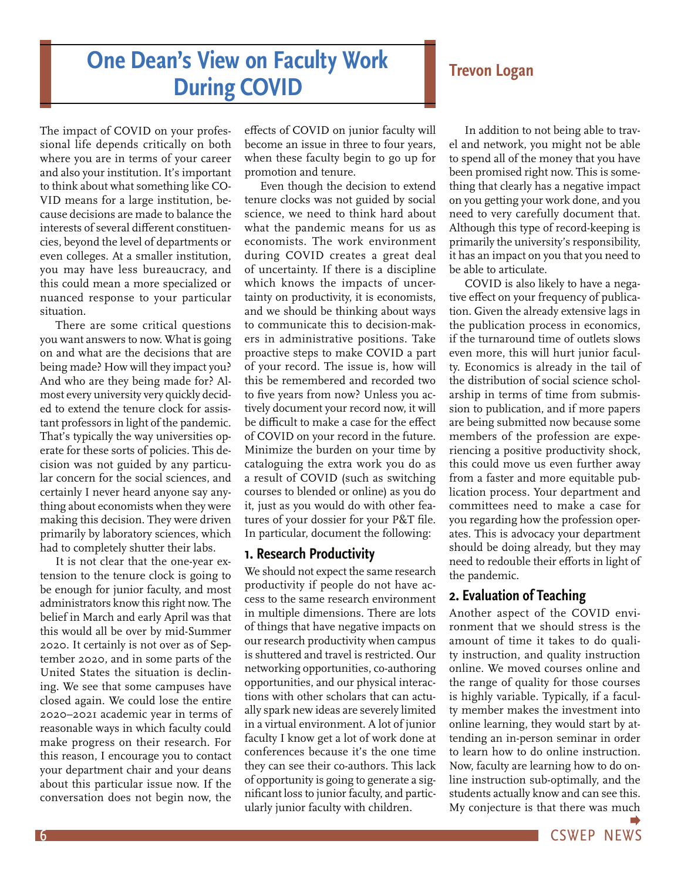# One Dean's View on Faculty Work During COVID

**Trevon Logan**

The impact of COVID on your professional life depends critically on both where you are in terms of your career and also your institution. It's important to think about what something like COVID means for a large institution, because decisions are made to balance the interests of several different constituencies, beyond the level of departments or even colleges. At a smaller institution, you may have less bureaucracy, and this could mean a more specialized or nuanced response to your particular situation.

There are some critical questions you want answers to now. What is going on and what are the decisions that are being made? How will they impact you? And who are they being made for? Almost every university very quickly decided to extend the tenure clock for assistant professors in light of the pandemic. That's typically the way universities operate for these sorts of policies. This decision was not guided by any particular concern for the social sciences, and certainly I never heard anyone say anything about economists when they were making this decision. They were driven primarily by laboratory sciences, which had to completely shutter their labs.

It is not clear that the one-year extension to the tenure clock is going to be enough for junior faculty, and most administrators know this right now. The belief in March and early April was that this would all be over by mid-Summer 2020. It certainly is not over as of September 2020, and in some parts of the United States the situation is declining. We see that some campuses have closed again. We could lose the entire 2020–2021 academic year in terms of reasonable ways in which faculty could make progress on their research. For this reason, I encourage you to contact your department chair and your deans about this particular issue now. If the conversation does not begin now, the effects of COVID on junior faculty will become an issue in three to four years, when these faculty begin to go up for promotion and tenure.

Even though the decision to extend tenure clocks was not guided by social science, we need to think hard about what the pandemic means for us as economists. The work environment during COVID creates a great deal of uncertainty. If there is a discipline which knows the impacts of uncertainty on productivity, it is economists, and we should be thinking about ways to communicate this to decision-makers in administrative positions. Take proactive steps to make COVID a part of your record. The issue is, how will this be remembered and recorded two to five years from now? Unless you actively document your record now, it will be difficult to make a case for the effect of COVID on your record in the future. Minimize the burden on your time by cataloguing the extra work you do as a result of COVID (such as switching courses to blended or online) as you do it, just as you would do with other features of your dossier for your P&T file. In particular, document the following:

## 1. Research Productivity

We should not expect the same research productivity if people do not have access to the same research environment in multiple dimensions. There are lots of things that have negative impacts on our research productivity when campus is shuttered and travel is restricted. Our networking opportunities, co-authoring opportunities, and our physical interactions with other scholars that can actually spark new ideas are severely limited in a virtual environment. A lot of junior faculty I know get a lot of work done at conferences because it's the one time they can see their co-authors. This lack of opportunity is going to generate a significant loss to junior faculty, and particularly junior faculty with children.

In addition to not being able to travel and network, you might not be able to spend all of the money that you have been promised right now. This is something that clearly has a negative impact on you getting your work done, and you need to very carefully document that. Although this type of record-keeping is primarily the university's responsibility, it has an impact on you that you need to be able to articulate.

COVID is also likely to have a negative effect on your frequency of publication. Given the already extensive lags in the publication process in economics, if the turnaround time of outlets slows even more, this will hurt junior faculty. Economics is already in the tail of the distribution of social science scholarship in terms of time from submission to publication, and if more papers are being submitted now because some members of the profession are experiencing a positive productivity shock, this could move us even further away from a faster and more equitable publication process. Your department and committees need to make a case for you regarding how the profession operates. This is advocacy your department should be doing already, but they may need to redouble their efforts in light of the pandemic.

## 2. Evaluation of Teaching

Another aspect of the COVID environment that we should stress is the amount of time it takes to do quality instruction, and quality instruction online. We moved courses online and the range of quality for those courses is highly variable. Typically, if a faculty member makes the investment into online learning, they would start by attending an in-person seminar in order to learn how to do online instruction. Now, faculty are learning how to do online instruction sub-optimally, and the students actually know and can see this. My conjecture is that there was much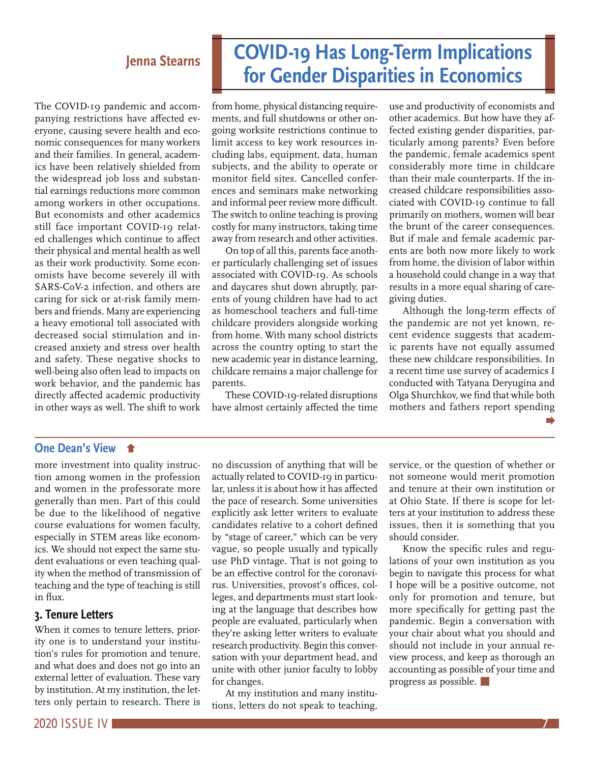## Jenna Stearns

# COVID-19 Has Long-Term Implications for Gender Disparities in Economics

The COVID-19 pandemic and accompanying restrictions have affected everyone, causing severe health and economic consequences for many workers and their families. In general, academics have been relatively shielded from the widespread job loss and substantial earnings reductions more common among workers in other occupations. But economists and other academics still face important COVID-19 related challenges which continue to affect their physical and mental health as well as their work productivity. Some economists have become severely ill with SARS-CoV-2 infection, and others are caring for sick or at-risk family members and friends. Many are experiencing a heavy emotional toll associated with decreased social stimulation and increased anxiety and stress over health and safety. These negative shocks to well-being also often lead to impacts on work behavior, and the pandemic has directly affected academic productivity in other ways as well. The shift to work from home, physical distancing requirements, and full shutdowns or other ongoing worksite restrictions continue to limit access to key work resources including labs, equipment, data, human subjects, and the ability to operate or monitor field sites. Cancelled conferences and seminars make networking and informal peer review more difficult. The switch to online teaching is proving costly for many instructors, taking time away from research and other activities.

On top of all this, parents face another particularly challenging set of issues associated with COVID-19. As schools and daycares shut down abruptly, parents of young children have had to act as homeschool teachers and full-time childcare providers alongside working from home. With many school districts across the country opting to start the new academic year in distance learning, childcare remains a major challenge for parents.

These COVID-19-related disruptions have almost certainly affected the time use and productivity of economists and other academics. But how have they affected existing gender disparities, particularly among parents? Even before the pandemic, female academics spent considerably more time in childcare than their male counterparts. If the increased childcare responsibilities associated with COVID-19 continue to fall primarily on mothers, women will bear the brunt of the career consequences. But if male and female academic parents are both now more likely to work from home, the division of labor within a household could change in a way that results in a more equal sharing of caregiving duties.

Although the long-term effects of the pandemic are not yet known, recent evidence suggests that academic parents have not equally assumed these new childcare responsibilities. In a recent time use survey of academics I conducted with Tatyana Deryugina and Olga Shurchkov, we find that while both mothers and fathers report spending ➡

---

## One Dean's View ⬆

more investment into quality instruction among women in the profession and women in the professorate more generally than men. Part of this could be due to the likelihood of negative course evaluations for women faculty, especially in STEM areas like economics. We should not expect the same student evaluations or even teaching quality when the method of transmission of teaching and the type of teaching is still in flux.

### 3. Tenure Letters

When it comes to tenure letters, priority one is to understand your institution's rules for promotion and tenure, and what does and does not go into an external letter of evaluation. These vary by institution. At my institution, the letters only pertain to research. There is no discussion of anything that will be actually related to COVID-19 in particular, unless it is about how it has affected the pace of research. Some universities explicitly ask letter writers to evaluate candidates relative to a cohort defined by "stage of career," which can be very vague, so people usually and typically use PhD vintage. That is not going to be an effective control for the coronavirus. Universities, provost's offices, colleges, and departments must start looking at the language that describes how people are evaluated, particularly when they're asking letter writers to evaluate research productivity. Begin this conversation with your department head, and unite with other junior faculty to lobby for changes.

At my institution and many institutions, letters do not speak to teaching, service, or the question of whether or not someone would merit promotion and tenure at their own institution or at Ohio State. If there is scope for letters at your institution to address these issues, then it is something that you should consider.

Know the specific rules and regulations of your own institution as you begin to navigate this process for what I hope will be a positive outcome, not only for promotion and tenure, but more specifically for getting past the pandemic. Begin a conversation with your chair about what you should and should not include in your annual review process, and keep as thorough an accounting as possible of your time and progress as possible. ■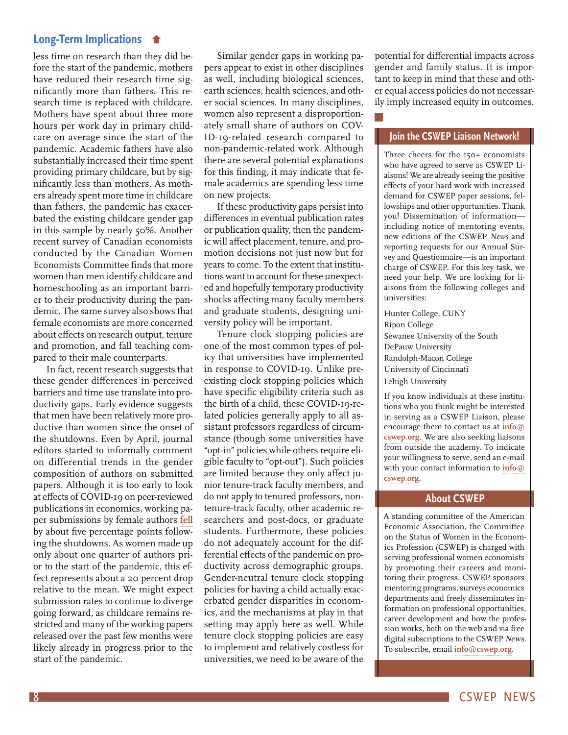## Long-Term Implications

less time on research than they did before the start of the pandemic, mothers have reduced their research time significantly more than fathers. This research time is replaced with childcare. Mothers have spent about three more hours per work day in primary childcare on average since the start of the pandemic. Academic fathers have also substantially increased their time spent providing primary childcare, but by significantly less than mothers. As mothers already spent more time in childcare than fathers, the pandemic has exacerbated the existing childcare gender gap in this sample by nearly 50%. Another recent survey of Canadian economists conducted by the Canadian Women Economists Committee finds that more women than men identify childcare and homeschooling as an important barrier to their productivity during the pandemic. The same survey also shows that female economists are more concerned about effects on research output, tenure and promotion, and fall teaching compared to their male counterparts.

In fact, recent research suggests that these gender differences in perceived barriers and time use translate into productivity gaps. Early evidence suggests that men have been relatively more productive than women since the onset of the shutdowns. Even by April, journal editors started to informally comment on differential trends in the gender composition of authors on submitted papers. Although it is too early to look at effects of COVID-19 on peer-reviewed publications in economics, working paper submissions by female authors **fell** by about five percentage points following the shutdowns. As women made up only about one quarter of authors prior to the start of the pandemic, this effect represents about a 20 percent drop relative to the mean. We might expect submission rates to continue to diverge going forward, as childcare remains restricted and many of the working papers released over the past few months were likely already in progress prior to the start of the pandemic.

Similar gender gaps in working papers appear to exist in other disciplines as well, including biological sciences, earth sciences, health sciences, and other social sciences. In many disciplines, women also represent a disproportionately small share of authors on COVID-19-related research compared to non-pandemic-related work. Although there are several potential explanations for this finding, it may indicate that female academics are spending less time on new projects.

If these productivity gaps persist into differences in eventual publication rates or publication quality, then the pandemic will affect placement, tenure, and promotion decisions not just now but for years to come. To the extent that institutions want to account for these unexpected and hopefully temporary productivity shocks affecting many faculty members and graduate students, designing university policy will be important.

Tenure clock stopping policies are one of the most common types of policy that universities have implemented in response to COVID-19. Unlike preexisting clock stopping policies which have specific eligibility criteria such as the birth of a child, these COVID-19-related policies generally apply to all assistant professors regardless of circumstance (though some universities have "opt-in" policies while others require eligible faculty to "opt-out"). Such policies are limited because they only affect junior tenure-track faculty members, and do not apply to tenured professors, non-tenure-track faculty, other academic researchers and post-docs, or graduate students. Furthermore, these policies do not adequately account for the differential effects of the pandemic on productivity across demographic groups. Gender-neutral tenure clock stopping policies for having a child actually exacerbated gender disparities in economics, and the mechanisms at play in that setting may apply here as well. While tenure clock stopping policies are easy to implement and relatively costless for universities, we need to be aware of the potential for differential impacts across gender and family status. It is important to keep in mind that these and other equal access policies do not necessarily imply increased equity in outcomes.

## Join the CSWEP Liaison Network!

Three cheers for the 150+ economists who have agreed to serve as CSWEP Liaisons! We are already seeing the positive effects of your hard work with increased demand for CSWEP paper sessions, fellowships and other opportunities. Thank you! Dissemination of information—including notice of mentoring events, new editions of the CSWEP *News* and reporting requests for our Annual Survey and Questionnaire—is an important charge of CSWEP. For this key task, we need your help. We are looking for liaisons from the following colleges and universities:

Hunter College, CUNY
Ripon College
Sewanee University of the South
DePauw University
Randolph-Macon College
University of Cincinnati
Lehigh University

If you know individuals at these institutions who you think might be interested in serving as a CSWEP Liaison, please encourage them to contact us at **info@cswep.org**. We are also seeking liaisons from outside the academy. To indicate your willingness to serve, send an e-mail with your contact information to **info@cswep.org**.

## About CSWEP

A standing committee of the American Economic Association, the Committee on the Status of Women in the Economics Profession (CSWEP) is charged with serving professional women economists by promoting their careers and monitoring their progress. CSWEP sponsors mentoring programs, surveys economics departments and freely disseminates information on professional opportunities, career development and how the profession works, both on the web and via free digital subscriptions to the CSWEP *News*. To subscribe, email **info@cswep.org**.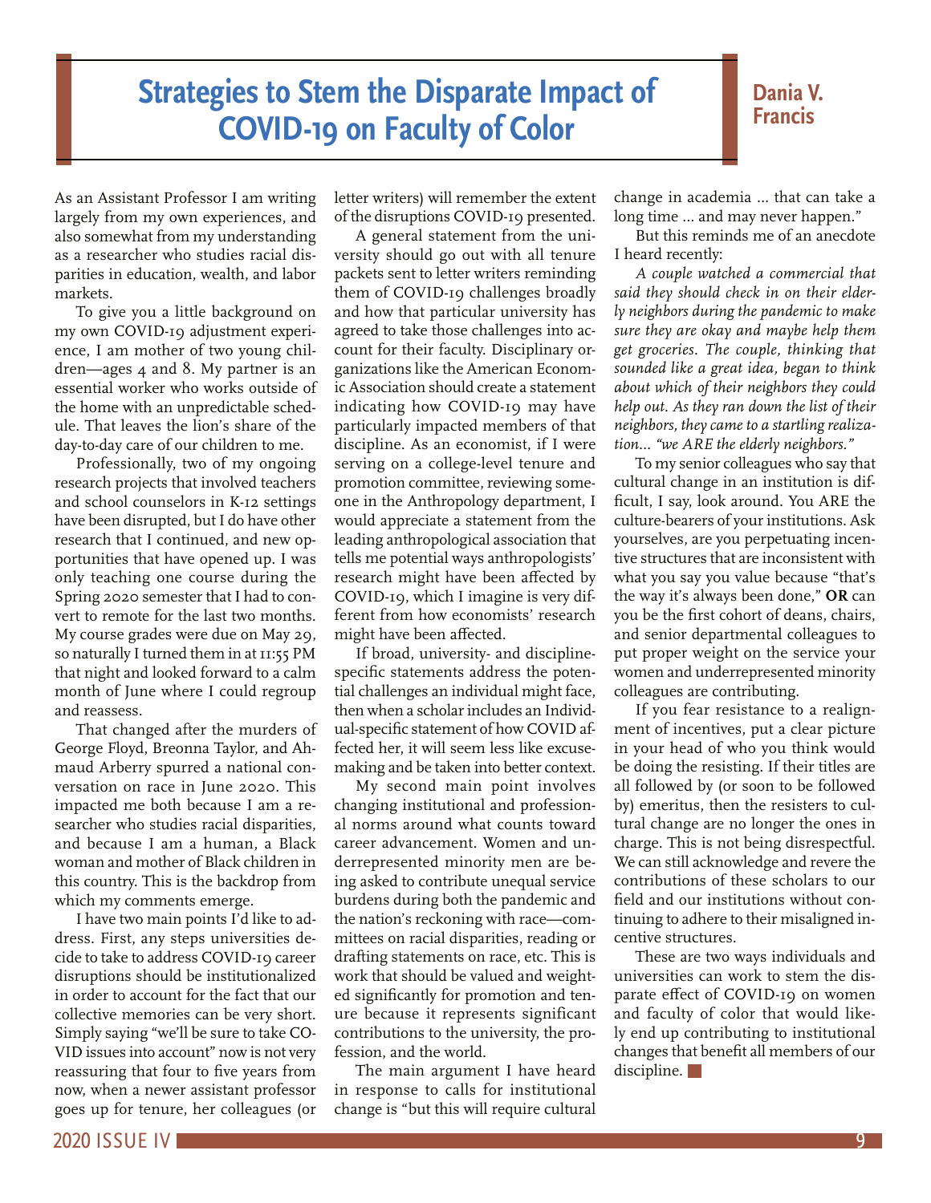# Strategies to Stem the Disparate Impact of COVID-19 on Faculty of Color

**Dania V. Francis**

As an Assistant Professor I am writing largely from my own experiences, and also somewhat from my understanding as a researcher who studies racial disparities in education, wealth, and labor markets.

To give you a little background on my own COVID-19 adjustment experience, I am mother of two young children—ages 4 and 8. My partner is an essential worker who works outside of the home with an unpredictable schedule. That leaves the lion's share of the day-to-day care of our children to me.

Professionally, two of my ongoing research projects that involved teachers and school counselors in K-12 settings have been disrupted, but I do have other research that I continued, and new opportunities that have opened up. I was only teaching one course during the Spring 2020 semester that I had to convert to remote for the last two months. My course grades were due on May 29, so naturally I turned them in at 11:55 PM that night and looked forward to a calm month of June where I could regroup and reassess.

That changed after the murders of George Floyd, Breonna Taylor, and Ahmaud Arberry spurred a national conversation on race in June 2020. This impacted me both because I am a researcher who studies racial disparities, and because I am a human, a Black woman and mother of Black children in this country. This is the backdrop from which my comments emerge.

I have two main points I'd like to address. First, any steps universities decide to take to address COVID-19 career disruptions should be institutionalized in order to account for the fact that our collective memories can be very short. Simply saying "we'll be sure to take COVID issues into account" now is not very reassuring that four to five years from now, when a newer assistant professor goes up for tenure, her colleagues (or letter writers) will remember the extent of the disruptions COVID-19 presented.

A general statement from the university should go out with all tenure packets sent to letter writers reminding them of COVID-19 challenges broadly and how that particular university has agreed to take those challenges into account for their faculty. Disciplinary organizations like the American Economic Association should create a statement indicating how COVID-19 may have particularly impacted members of that discipline. As an economist, if I were serving on a college-level tenure and promotion committee, reviewing someone in the Anthropology department, I would appreciate a statement from the leading anthropological association that tells me potential ways anthropologists' research might have been affected by COVID-19, which I imagine is very different from how economists' research might have been affected.

If broad, university- and discipline-specific statements address the potential challenges an individual might face, then when a scholar includes an Individual-specific statement of how COVID affected her, it will seem less like excuse-making and be taken into better context.

My second main point involves changing institutional and professional norms around what counts toward career advancement. Women and underrepresented minority men are being asked to contribute unequal service burdens during both the pandemic and the nation's reckoning with race—committees on racial disparities, reading or drafting statements on race, etc. This is work that should be valued and weighted significantly for promotion and tenure because it represents significant contributions to the university, the profession, and the world.

The main argument I have heard in response to calls for institutional change is "but this will require cultural change in academia ... that can take a long time ... and may never happen."

But this reminds me of an anecdote I heard recently:

*A couple watched a commercial that said they should check in on their elderly neighbors during the pandemic to make sure they are okay and maybe help them get groceries. The couple, thinking that sounded like a great idea, began to think about which of their neighbors they could help out. As they ran down the list of their neighbors, they came to a startling realization... "we ARE the elderly neighbors."*

To my senior colleagues who say that cultural change in an institution is difficult, I say, look around. You ARE the culture-bearers of your institutions. Ask yourselves, are you perpetuating incentive structures that are inconsistent with what you say you value because "that's the way it's always been done," **OR** can you be the first cohort of deans, chairs, and senior departmental colleagues to put proper weight on the service your women and underrepresented minority colleagues are contributing.

If you fear resistance to a realignment of incentives, put a clear picture in your head of who you think would be doing the resisting. If their titles are all followed by (or soon to be followed by) emeritus, then the resisters to cultural change are no longer the ones in charge. This is not being disrespectful. We can still acknowledge and revere the contributions of these scholars to our field and our institutions without continuing to adhere to their misaligned incentive structures.

These are two ways individuals and universities can work to stem the disparate effect of COVID-19 on women and faculty of color that would likely end up contributing to institutional changes that benefit all members of our discipline.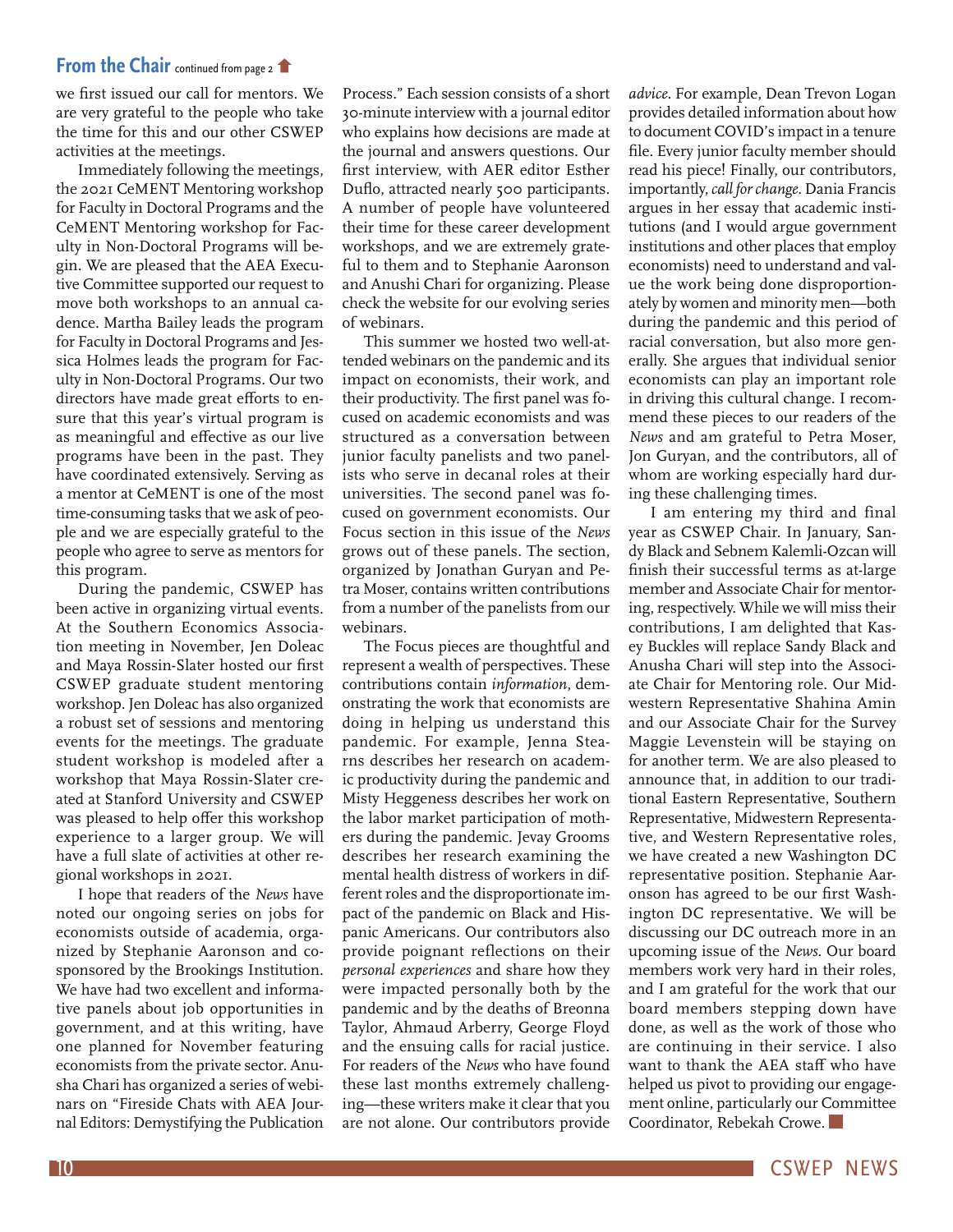## From the Chair continued from page 2

we first issued our call for mentors. We are very grateful to the people who take the time for this and our other CSWEP activities at the meetings.

Immediately following the meetings, the 2021 CeMENT Mentoring workshop for Faculty in Doctoral Programs and the CeMENT Mentoring workshop for Faculty in Non-Doctoral Programs will begin. We are pleased that the AEA Executive Committee supported our request to move both workshops to an annual cadence. Martha Bailey leads the program for Faculty in Doctoral Programs and Jessica Holmes leads the program for Faculty in Non-Doctoral Programs. Our two directors have made great efforts to ensure that this year's virtual program is as meaningful and effective as our live programs have been in the past. They have coordinated extensively. Serving as a mentor at CeMENT is one of the most time-consuming tasks that we ask of people and we are especially grateful to the people who agree to serve as mentors for this program.

During the pandemic, CSWEP has been active in organizing virtual events. At the Southern Economics Association meeting in November, Jen Doleac and Maya Rossin-Slater hosted our first CSWEP graduate student mentoring workshop. Jen Doleac has also organized a robust set of sessions and mentoring events for the meetings. The graduate student workshop is modeled after a workshop that Maya Rossin-Slater created at Stanford University and CSWEP was pleased to help offer this workshop experience to a larger group. We will have a full slate of activities at other regional workshops in 2021.

I hope that readers of the *News* have noted our ongoing series on jobs for economists outside of academia, organized by Stephanie Aaronson and co-sponsored by the Brookings Institution. We have had two excellent and informative panels about job opportunities in government, and at this writing, have one planned for November featuring economists from the private sector. Anusha Chari has organized a series of webinars on "Fireside Chats with AEA Journal Editors: Demystifying the Publication Process." Each session consists of a short 30-minute interview with a journal editor who explains how decisions are made at the journal and answers questions. Our first interview, with AER editor Esther Duflo, attracted nearly 500 participants. A number of people have volunteered their time for these career development workshops, and we are extremely grateful to them and to Stephanie Aaronson and Anushi Chari for organizing. Please check the website for our evolving series of webinars.

This summer we hosted two well-attended webinars on the pandemic and its impact on economists, their work, and their productivity. The first panel was focused on academic economists and was structured as a conversation between junior faculty panelists and two panelists who serve in decanal roles at their universities. The second panel was focused on government economists. Our Focus section in this issue of the *News* grows out of these panels. The section, organized by Jonathan Guryan and Petra Moser, contains written contributions from a number of the panelists from our webinars.

The Focus pieces are thoughtful and represent a wealth of perspectives. These contributions contain *information*, demonstrating the work that economists are doing in helping us understand this pandemic. For example, Jenna Stearns describes her research on academic productivity during the pandemic and Misty Heggeness describes her work on the labor market participation of mothers during the pandemic. Jevay Grooms describes her research examining the mental health distress of workers in different roles and the disproportionate impact of the pandemic on Black and Hispanic Americans. Our contributors also provide poignant reflections on their *personal experiences* and share how they were impacted personally both by the pandemic and by the deaths of Breonna Taylor, Ahmaud Arberry, George Floyd and the ensuing calls for racial justice. For readers of the *News* who have found these last months extremely challenging—these writers make it clear that you are not alone. Our contributors provide *advice*. For example, Dean Trevon Logan provides detailed information about how to document COVID's impact in a tenure file. Every junior faculty member should read his piece! Finally, our contributors, importantly, *call for change*. Dania Francis argues in her essay that academic institutions (and I would argue government institutions and other places that employ economists) need to understand and value the work being done disproportionately by women and minority men—both during the pandemic and this period of racial conversation, but also more generally. She argues that individual senior economists can play an important role in driving this cultural change. I recommend these pieces to our readers of the *News* and am grateful to Petra Moser, Jon Guryan, and the contributors, all of whom are working especially hard during these challenging times.

I am entering my third and final year as CSWEP Chair. In January, Sandy Black and Sebnem Kalemli-Ozcan will finish their successful terms as at-large member and Associate Chair for mentoring, respectively. While we will miss their contributions, I am delighted that Kasey Buckles will replace Sandy Black and Anusha Chari will step into the Associate Chair for Mentoring role. Our Midwestern Representative Shahina Amin and our Associate Chair for the Survey Maggie Levenstein will be staying on for another term. We are also pleased to announce that, in addition to our traditional Eastern Representative, Southern Representative, Midwestern Representative, and Western Representative roles, we have created a new Washington DC representative position. Stephanie Aaronson has agreed to be our first Washington DC representative. We will be discussing our DC outreach more in an upcoming issue of the *News*. Our board members work very hard in their roles, and I am grateful for the work that our board members stepping down have done, as well as the work of those who are continuing in their service. I also want to thank the AEA staff who have helped us pivot to providing our engagement online, particularly our Committee Coordinator, Rebekah Crowe.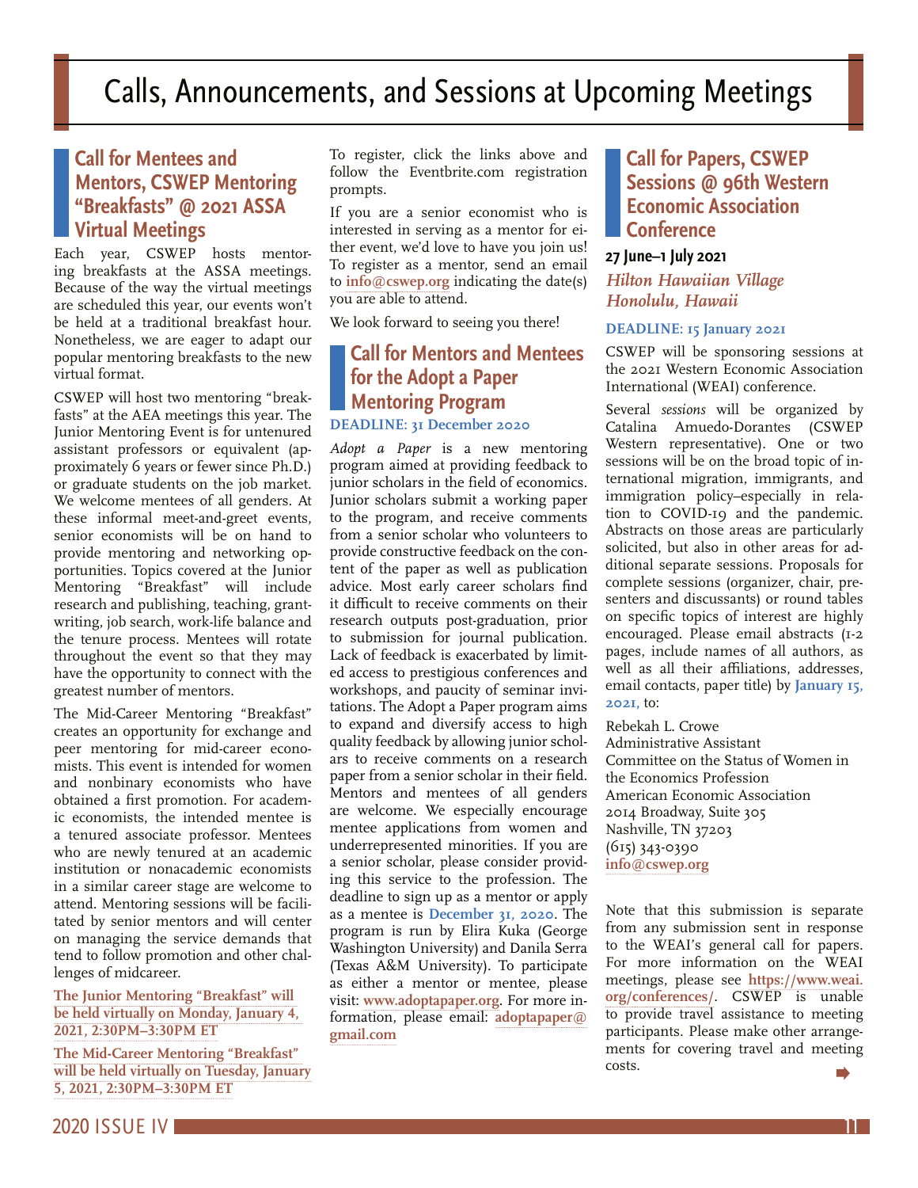# Calls, Announcements, and Sessions at Upcoming Meetings

## Call for Mentees and Mentors, CSWEP Mentoring "Breakfasts" @ 2021 ASSA Virtual Meetings

Each year, CSWEP hosts mentoring breakfasts at the ASSA meetings. Because of the way the virtual meetings are scheduled this year, our events won't be held at a traditional breakfast hour. Nonetheless, we are eager to adapt our popular mentoring breakfasts to the new virtual format.

CSWEP will host two mentoring "breakfasts" at the AEA meetings this year. The Junior Mentoring Event is for untenured assistant professors or equivalent (approximately 6 years or fewer since Ph.D.) or graduate students on the job market. We welcome mentees of all genders. At these informal meet-and-greet events, senior economists will be on hand to provide mentoring and networking opportunities. Topics covered at the Junior Mentoring "Breakfast" will include research and publishing, teaching, grantwriting, job search, work-life balance and the tenure process. Mentees will rotate throughout the event so that they may have the opportunity to connect with the greatest number of mentors.

The Mid-Career Mentoring "Breakfast" creates an opportunity for exchange and peer mentoring for mid-career economists. This event is intended for women and nonbinary economists who have obtained a first promotion. For academic economists, the intended mentee is a tenured associate professor. Mentees who are newly tenured at an academic institution or nonacademic economists in a similar career stage are welcome to attend. Mentoring sessions will be facilitated by senior mentors and will center on managing the service demands that tend to follow promotion and other challenges of midcareer.

**The Junior Mentoring "Breakfast" will be held virtually on Monday, January 4, 2021, 2:30PM–3:30PM ET**

**The Mid-Career Mentoring "Breakfast" will be held virtually on Tuesday, January 5, 2021, 2:30PM–3:30PM ET**

To register, click the links above and follow the Eventbrite.com registration prompts.

If you are a senior economist who is interested in serving as a mentor for either event, we'd love to have you join us! To register as a mentor, send an email to **info@cswep.org** indicating the date(s) you are able to attend.

We look forward to seeing you there!

## Call for Mentors and Mentees for the Adopt a Paper Mentoring Program

**DEADLINE: 31 December 2020**

*Adopt a Paper* is a new mentoring program aimed at providing feedback to junior scholars in the field of economics. Junior scholars submit a working paper to the program, and receive comments from a senior scholar who volunteers to provide constructive feedback on the content of the paper as well as publication advice. Most early career scholars find it difficult to receive comments on their research outputs post-graduation, prior to submission for journal publication. Lack of feedback is exacerbated by limited access to prestigious conferences and workshops, and paucity of seminar invitations. The Adopt a Paper program aims to expand and diversify access to high quality feedback by allowing junior scholars to receive comments on a research paper from a senior scholar in their field. Mentors and mentees of all genders are welcome. We especially encourage mentee applications from women and underrepresented minorities. If you are a senior scholar, please consider providing this service to the profession. The deadline to sign up as a mentor or apply as a mentee is **December 31, 2020**. The program is run by Elira Kuka (George Washington University) and Danila Serra (Texas A&M University). To participate as either a mentor or mentee, please visit: **www.adoptapaper.org**. For more information, please email: **adoptapaper@gmail.com**

## Call for Papers, CSWEP Sessions @ 96th Western Economic Association Conference

**27 June–1 July 2021**

***Hilton Hawaiian Village***
***Honolulu, Hawaii***

**DEADLINE: 15 January 2021**

CSWEP will be sponsoring sessions at the 2021 Western Economic Association International (WEAI) conference.

Several *sessions* will be organized by Catalina Amuedo-Dorantes (CSWEP Western representative). One or two sessions will be on the broad topic of international migration, immigrants, and immigration policy–especially in relation to COVID-19 and the pandemic. Abstracts on those areas are particularly solicited, but also in other areas for additional separate sessions. Proposals for complete sessions (organizer, chair, presenters and discussants) or round tables on specific topics of interest are highly encouraged. Please email abstracts (1-2 pages, include names of all authors, as well as all their affiliations, addresses, email contacts, paper title) by **January 15, 2021**, to:

Rebekah L. Crowe
Administrative Assistant
Committee on the Status of Women in the Economics Profession
American Economic Association
2014 Broadway, Suite 305
Nashville, TN 37203
(615) 343-0390
**info@cswep.org**

Note that this submission is separate from any submission sent in response to the WEAI's general call for papers. For more information on the WEAI meetings, please see **https://www.weai.org/conferences/**. CSWEP is unable to provide travel assistance to meeting participants. Please make other arrangements for covering travel and meeting costs.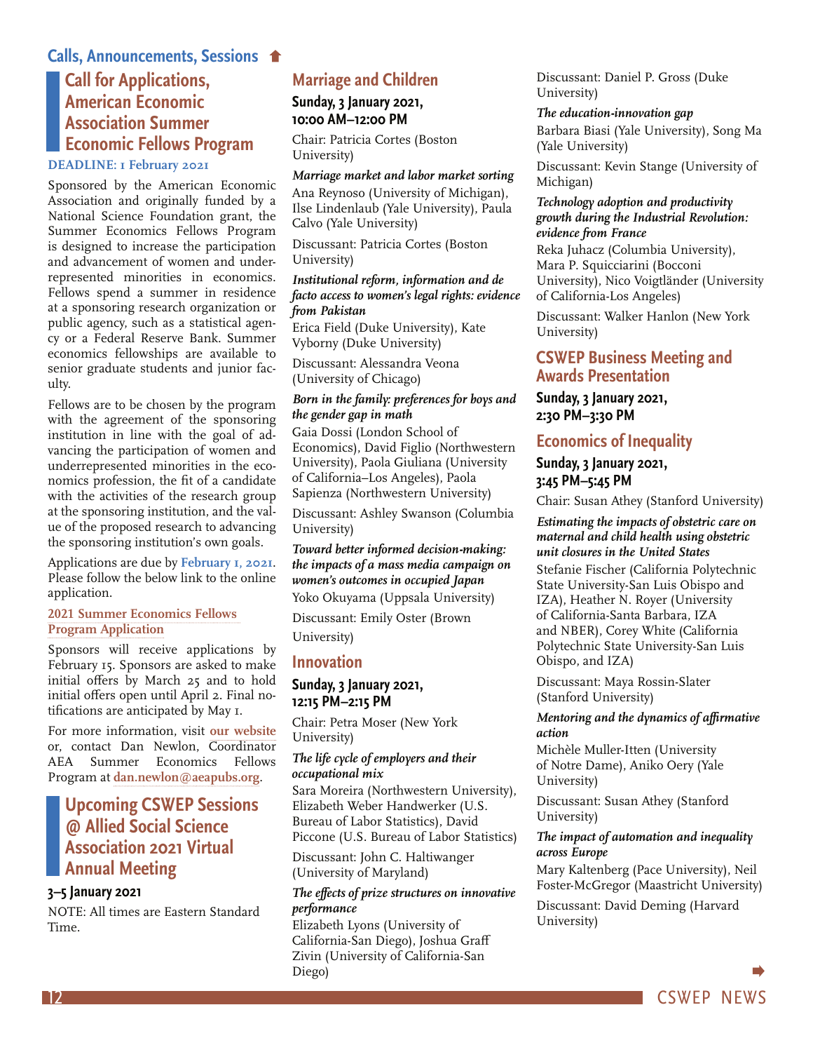## Calls, Announcements, Sessions

## Call for Applications, American Economic Association Summer Economic Fellows Program

**DEADLINE: 1 February 2021**

Sponsored by the American Economic Association and originally funded by a National Science Foundation grant, the Summer Economics Fellows Program is designed to increase the participation and advancement of women and underrepresented minorities in economics. Fellows spend a summer in residence at a sponsoring research organization or public agency, such as a statistical agency or a Federal Reserve Bank. Summer economics fellowships are available to senior graduate students and junior faculty.

Fellows are to be chosen by the program with the agreement of the sponsoring institution in line with the goal of advancing the participation of women and underrepresented minorities in the economics profession, the fit of a candidate with the activities of the research group at the sponsoring institution, and the value of the proposed research to advancing the sponsoring institution's own goals.

Applications are due by **February 1, 2021**. Please follow the below link to the online application.

**2021 Summer Economics Fellows Program Application**

Sponsors will receive applications by February 15. Sponsors are asked to make initial offers by March 25 and to hold initial offers open until April 2. Final notifications are anticipated by May 1.

For more information, visit **our website** or, contact Dan Newlon, Coordinator AEA Summer Economics Fellows Program at **dan.newlon@aeapubs.org**.

## Upcoming CSWEP Sessions @ Allied Social Science Association 2021 Virtual Annual Meeting

**3–5 January 2021**

NOTE: All times are Eastern Standard Time.

### Marriage and Children

**Sunday, 3 January 2021, 10:00 AM–12:00 PM**

Chair: Patricia Cortes (Boston University)

***Marriage market and labor market sorting***
Ana Reynoso (University of Michigan), Ilse Lindenlaub (Yale University), Paula Calvo (Yale University)

Discussant: Patricia Cortes (Boston University)

***Institutional reform, information and de facto access to women's legal rights: evidence from Pakistan***
Erica Field (Duke University), Kate Vyborny (Duke University)

Discussant: Alessandra Veona (University of Chicago)

***Born in the family: preferences for boys and the gender gap in math***
Gaia Dossi (London School of Economics), David Figlio (Northwestern University), Paola Giuliana (University of California–Los Angeles), Paola Sapienza (Northwestern University)

Discussant: Ashley Swanson (Columbia University)

***Toward better informed decision-making: the impacts of a mass media campaign on women's outcomes in occupied Japan***
Yoko Okuyama (Uppsala University)

Discussant: Emily Oster (Brown University)

### Innovation

**Sunday, 3 January 2021, 12:15 PM–2:15 PM**

Chair: Petra Moser (New York University)

***The life cycle of employers and their occupational mix***
Sara Moreira (Northwestern University), Elizabeth Weber Handwerker (U.S. Bureau of Labor Statistics), David Piccone (U.S. Bureau of Labor Statistics)

Discussant: John C. Haltiwanger (University of Maryland)

***The effects of prize structures on innovative performance***
Elizabeth Lyons (University of California-San Diego), Joshua Graff Zivin (University of California-San Diego)

Discussant: Daniel P. Gross (Duke University)

***The education-innovation gap***
Barbara Biasi (Yale University), Song Ma (Yale University)

Discussant: Kevin Stange (University of Michigan)

***Technology adoption and productivity growth during the Industrial Revolution: evidence from France***
Reka Juhacz (Columbia University), Mara P. Squicciarini (Bocconi University), Nico Voigtländer (University of California-Los Angeles)

Discussant: Walker Hanlon (New York University)

### CSWEP Business Meeting and Awards Presentation

**Sunday, 3 January 2021, 2:30 PM–3:30 PM**

### Economics of Inequality

**Sunday, 3 January 2021, 3:45 PM–5:45 PM**

Chair: Susan Athey (Stanford University)

***Estimating the impacts of obstetric care on maternal and child health using obstetric unit closures in the United States***
Stefanie Fischer (California Polytechnic State University-San Luis Obispo and IZA), Heather N. Royer (University of California-Santa Barbara, IZA and NBER), Corey White (California Polytechnic State University-San Luis Obispo, and IZA)

Discussant: Maya Rossin-Slater (Stanford University)

***Mentoring and the dynamics of affirmative action***
Michèle Muller-Itten (University of Notre Dame), Aniko Oery (Yale University)

Discussant: Susan Athey (Stanford University)

***The impact of automation and inequality across Europe***
Mary Kaltenberg (Pace University), Neil Foster-McGregor (Maastricht University)

Discussant: David Deming (Harvard University)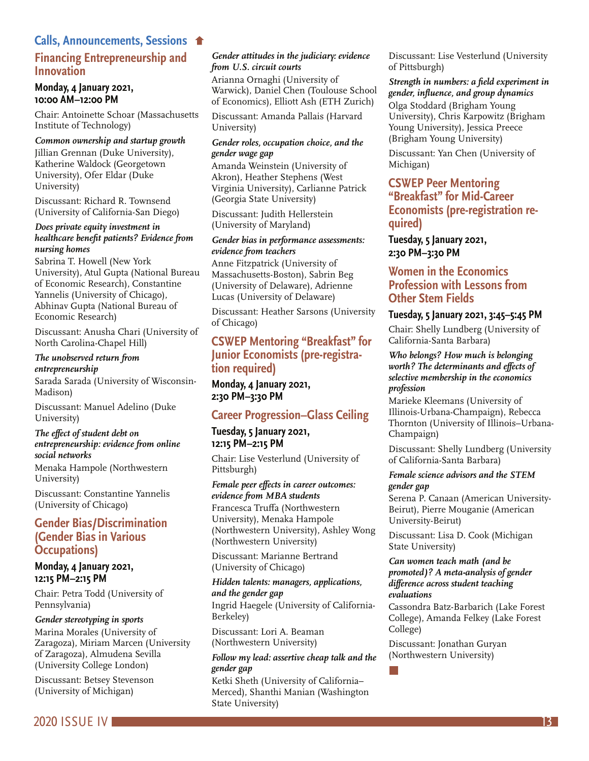## Calls, Announcements, Sessions

## Financing Entrepreneurship and Innovation

**Monday, 4 January 2021, 10:00 AM–12:00 PM**

Chair: Antoinette Schoar (Massachusetts Institute of Technology)

***Common ownership and startup growth***
Jillian Grennan (Duke University), Katherine Waldock (Georgetown University), Ofer Eldar (Duke University)

Discussant: Richard R. Townsend (University of California-San Diego)

***Does private equity investment in healthcare benefit patients? Evidence from nursing homes***
Sabrina T. Howell (New York University), Atul Gupta (National Bureau of Economic Research), Constantine Yannelis (University of Chicago), Abhinav Gupta (National Bureau of Economic Research)

Discussant: Anusha Chari (University of North Carolina-Chapel Hill)

***The unobserved return from entrepreneurship***
Sarada Sarada (University of Wisconsin-Madison)

Discussant: Manuel Adelino (Duke University)

***The effect of student debt on entrepreneurship: evidence from online social networks***
Menaka Hampole (Northwestern University)

Discussant: Constantine Yannelis (University of Chicago)

## Gender Bias/Discrimination (Gender Bias in Various Occupations)

**Monday, 4 January 2021, 12:15 PM–2:15 PM**

Chair: Petra Todd (University of Pennsylvania)

***Gender stereotyping in sports***
Marina Morales (University of Zaragoza), Miriam Marcen (University of Zaragoza), Almudena Sevilla (University College London)

Discussant: Betsey Stevenson (University of Michigan)

***Gender attitudes in the judiciary: evidence from U.S. circuit courts***
Arianna Ornaghi (University of Warwick), Daniel Chen (Toulouse School of Economics), Elliott Ash (ETH Zurich)

Discussant: Amanda Pallais (Harvard University)

***Gender roles, occupation choice, and the gender wage gap***
Amanda Weinstein (University of Akron), Heather Stephens (West Virginia University), Carlianne Patrick (Georgia State University)

Discussant: Judith Hellerstein (University of Maryland)

***Gender bias in performance assessments: evidence from teachers***
Anne Fitzpatrick (University of Massachusetts-Boston), Sabrin Beg (University of Delaware), Adrienne Lucas (University of Delaware)

Discussant: Heather Sarsons (University of Chicago)

## CSWEP Mentoring "Breakfast" for Junior Economists (pre-registration required)

**Monday, 4 January 2021, 2:30 PM–3:30 PM**

## Career Progression—Glass Ceiling

**Tuesday, 5 January 2021, 12:15 PM–2:15 PM**

Chair: Lise Vesterlund (University of Pittsburgh)

***Female peer effects in career outcomes: evidence from MBA students***
Francesca Truffa (Northwestern University), Menaka Hampole (Northwestern University), Ashley Wong (Northwestern University)

Discussant: Marianne Bertrand (University of Chicago)

***Hidden talents: managers, applications, and the gender gap***
Ingrid Haegele (University of California-Berkeley)

Discussant: Lori A. Beaman (Northwestern University)

***Follow my lead: assertive cheap talk and the gender gap***
Ketki Sheth (University of California–Merced), Shanthi Manian (Washington State University)

Discussant: Lise Vesterlund (University of Pittsburgh)

***Strength in numbers: a field experiment in gender, influence, and group dynamics***
Olga Stoddard (Brigham Young University), Chris Karpowitz (Brigham Young University), Jessica Preece (Brigham Young University)

Discussant: Yan Chen (University of Michigan)

## CSWEP Peer Mentoring "Breakfast" for Mid-Career Economists (pre-registration required)

**Tuesday, 5 January 2021, 2:30 PM–3:30 PM**

## Women in the Economics Profession with Lessons from Other Stem Fields

**Tuesday, 5 January 2021, 3:45–5:45 PM**

Chair: Shelly Lundberg (University of California-Santa Barbara)

***Who belongs? How much is belonging worth? The determinants and effects of selective membership in the economics profession***
Marieke Kleemans (University of Illinois-Urbana-Champaign), Rebecca Thornton (University of Illinois–Urbana-Champaign)

Discussant: Shelly Lundberg (University of California-Santa Barbara)

***Female science advisors and the STEM gender gap***
Serena P. Canaan (American University-Beirut), Pierre Mouganie (American University-Beirut)

Discussant: Lisa D. Cook (Michigan State University)

***Can women teach math (and be promoted)? A meta-analysis of gender difference across student teaching evaluations***
Cassondra Batz-Barbarich (Lake Forest College), Amanda Felkey (Lake Forest College)

Discussant: Jonathan Guryan (Northwestern University)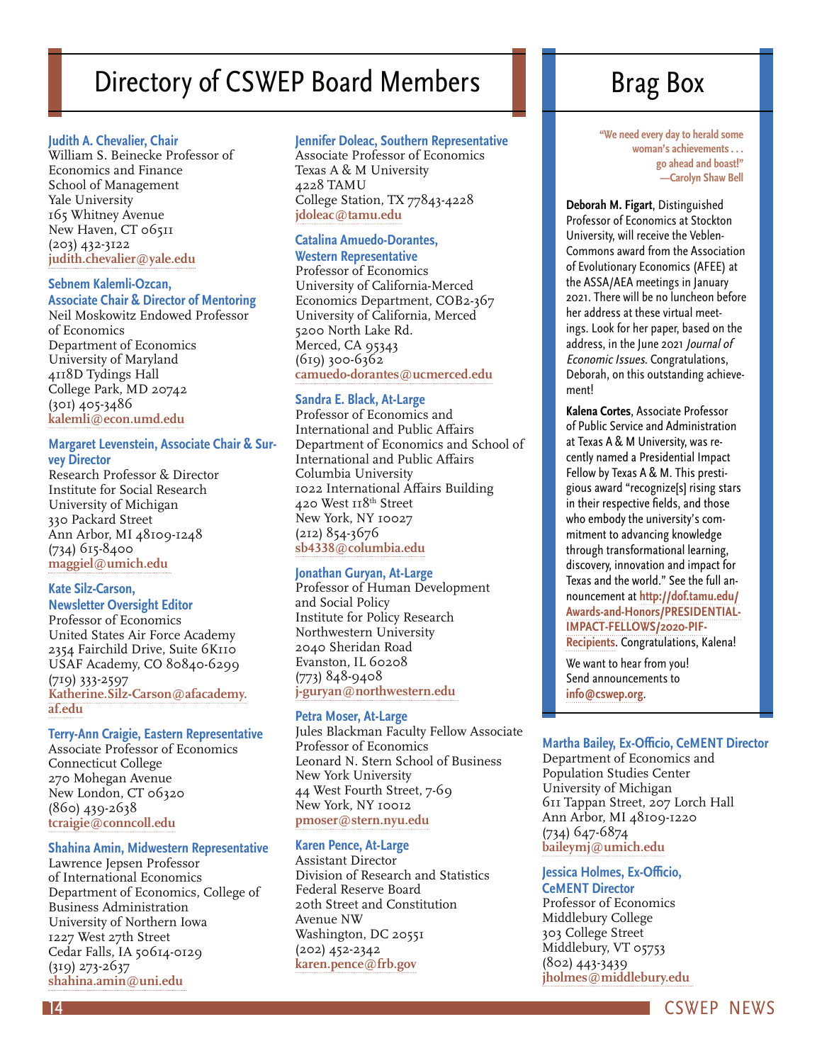# Directory of CSWEP Board Members

**Judith A. Chevalier, Chair**
William S. Beinecke Professor of Economics and Finance
School of Management
Yale University
165 Whitney Avenue
New Haven, CT 06511
(203) 432-3122
judith.chevalier@yale.edu

**Sebnem Kalemli-Ozcan, Associate Chair & Director of Mentoring**
Neil Moskowitz Endowed Professor of Economics
Department of Economics
University of Maryland
4118D Tydings Hall
College Park, MD 20742
(301) 405-3486
kalemli@econ.umd.edu

**Margaret Levenstein, Associate Chair & Survey Director**
Research Professor & Director
Institute for Social Research
University of Michigan
330 Packard Street
Ann Arbor, MI 48109-1248
(734) 615-8400
maggiel@umich.edu

**Kate Silz-Carson, Newsletter Oversight Editor**
Professor of Economics
United States Air Force Academy
2354 Fairchild Drive, Suite 6K110
USAF Academy, CO 80840-6299
(719) 333-2597
Katherine.Silz-Carson@afacademy.af.edu

**Terry-Ann Craigie, Eastern Representative**
Associate Professor of Economics
Connecticut College
270 Mohegan Avenue
New London, CT 06320
(860) 439-2638
tcraigie@conncoll.edu

**Shahina Amin, Midwestern Representative**
Lawrence Jepsen Professor of International Economics
Department of Economics, College of Business Administration
University of Northern Iowa
1227 West 27th Street
Cedar Falls, IA 50614-0129
(319) 273-2637
shahina.amin@uni.edu

**Jennifer Doleac, Southern Representative**
Associate Professor of Economics
Texas A & M University
4228 TAMU
College Station, TX 77843-4228
jdoleac@tamu.edu

**Catalina Amuedo-Dorantes, Western Representative**
Professor of Economics
University of California-Merced
Economics Department, COB2-367
University of California, Merced
5200 North Lake Rd.
Merced, CA 95343
(619) 300-6362
camuedo-dorantes@ucmerced.edu

**Sandra E. Black, At-Large**
Professor of Economics and International and Public Affairs
Department of Economics and School of International and Public Affairs
Columbia University
1022 International Affairs Building
420 West 118th Street
New York, NY 10027
(212) 854-3676
sb4338@columbia.edu

**Jonathan Guryan, At-Large**
Professor of Human Development and Social Policy
Institute for Policy Research
Northwestern University
2040 Sheridan Road
Evanston, IL 60208
(773) 848-9408
j-guryan@northwestern.edu

**Petra Moser, At-Large**
Jules Blackman Faculty Fellow Associate Professor of Economics
Leonard N. Stern School of Business
New York University
44 West Fourth Street, 7-69
New York, NY 10012
pmoser@stern.nyu.edu

**Karen Pence, At-Large**
Assistant Director
Division of Research and Statistics
Federal Reserve Board
20th Street and Constitution Avenue NW
Washington, DC 20551
(202) 452-2342
karen.pence@frb.gov

**Martha Bailey, Ex-Officio, CeMENT Director**
Department of Economics and Population Studies Center
University of Michigan
611 Tappan Street, 207 Lorch Hall
Ann Arbor, MI 48109-1220
(734) 647-6874
baileymj@umich.edu

**Jessica Holmes, Ex-Officio, CeMENT Director**
Professor of Economics
Middlebury College
303 College Street
Middlebury, VT 05753
(802) 443-3439
jholmes@middlebury.edu

# Brag Box

> "We need every day to herald some woman's achievements . . . go ahead and boast!"
> —Carolyn Shaw Bell

**Deborah M. Figart**, Distinguished Professor of Economics at Stockton University, will receive the Veblen-Commons award from the Association of Evolutionary Economics (AFEE) at the ASSA/AEA meetings in January 2021. There will be no luncheon before her address at these virtual meetings. Look for her paper, based on the address, in the June 2021 *Journal of Economic Issues*. Congratulations, Deborah, on this outstanding achievement!

**Kalena Cortes**, Associate Professor of Public Service and Administration at Texas A & M University, was recently named a Presidential Impact Fellow by Texas A & M. This prestigious award "recognize[s] rising stars in their respective fields, and those who embody the university's commitment to advancing knowledge through transformational learning, discovery, innovation and impact for Texas and the world." See the full announcement at http://dof.tamu.edu/Awards-and-Honors/PRESIDENTIAL-IMPACT-FELLOWS/2020-PIF-Recipients. Congratulations, Kalena!

We want to hear from you! Send announcements to info@cswep.org.